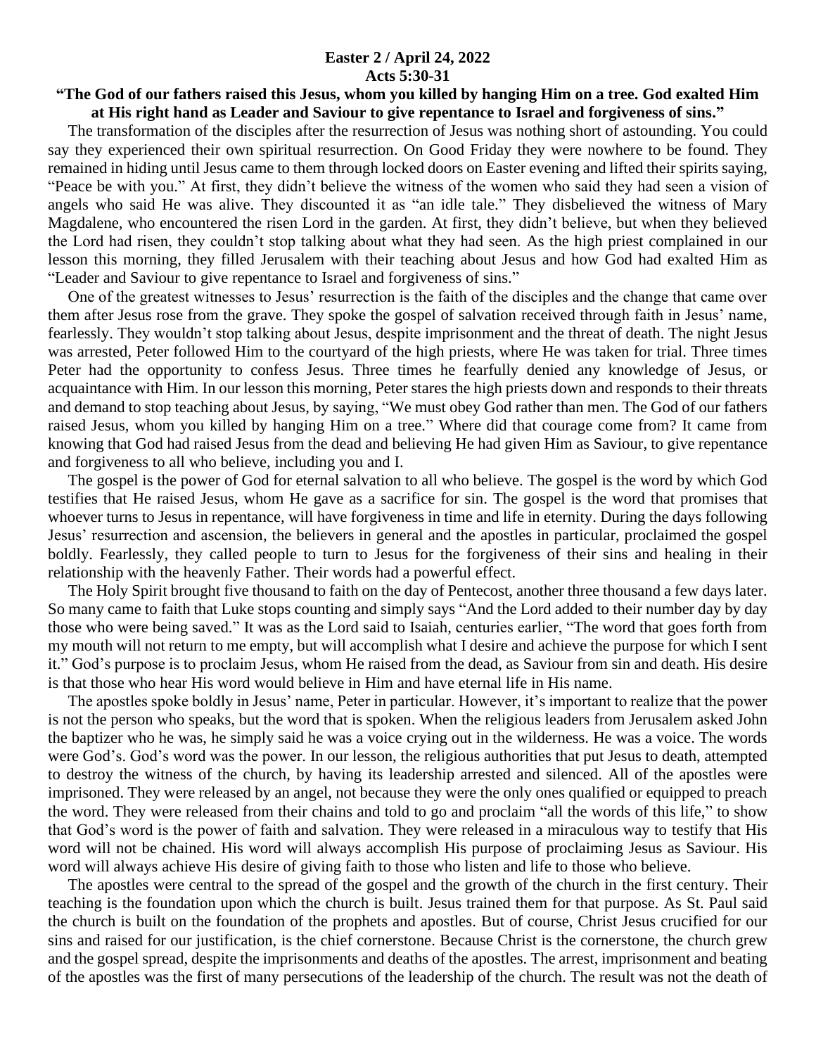**Easter 2 / April 24, 2022**
**Acts 5:30-31**

**"The God of our fathers raised this Jesus, whom you killed by hanging Him on a tree. God exalted Him at His right hand as Leader and Saviour to give repentance to Israel and forgiveness of sins."**

The transformation of the disciples after the resurrection of Jesus was nothing short of astounding. You could say they experienced their own spiritual resurrection. On Good Friday they were nowhere to be found. They remained in hiding until Jesus came to them through locked doors on Easter evening and lifted their spirits saying, "Peace be with you." At first, they didn't believe the witness of the women who said they had seen a vision of angels who said He was alive. They discounted it as "an idle tale." They disbelieved the witness of Mary Magdalene, who encountered the risen Lord in the garden. At first, they didn't believe, but when they believed the Lord had risen, they couldn't stop talking about what they had seen. As the high priest complained in our lesson this morning, they filled Jerusalem with their teaching about Jesus and how God had exalted Him as "Leader and Saviour to give repentance to Israel and forgiveness of sins."

One of the greatest witnesses to Jesus' resurrection is the faith of the disciples and the change that came over them after Jesus rose from the grave. They spoke the gospel of salvation received through faith in Jesus' name, fearlessly. They wouldn't stop talking about Jesus, despite imprisonment and the threat of death. The night Jesus was arrested, Peter followed Him to the courtyard of the high priests, where He was taken for trial. Three times Peter had the opportunity to confess Jesus. Three times he fearfully denied any knowledge of Jesus, or acquaintance with Him. In our lesson this morning, Peter stares the high priests down and responds to their threats and demand to stop teaching about Jesus, by saying, "We must obey God rather than men. The God of our fathers raised Jesus, whom you killed by hanging Him on a tree." Where did that courage come from? It came from knowing that God had raised Jesus from the dead and believing He had given Him as Saviour, to give repentance and forgiveness to all who believe, including you and I.

The gospel is the power of God for eternal salvation to all who believe. The gospel is the word by which God testifies that He raised Jesus, whom He gave as a sacrifice for sin. The gospel is the word that promises that whoever turns to Jesus in repentance, will have forgiveness in time and life in eternity. During the days following Jesus' resurrection and ascension, the believers in general and the apostles in particular, proclaimed the gospel boldly. Fearlessly, they called people to turn to Jesus for the forgiveness of their sins and healing in their relationship with the heavenly Father. Their words had a powerful effect.

The Holy Spirit brought five thousand to faith on the day of Pentecost, another three thousand a few days later. So many came to faith that Luke stops counting and simply says "And the Lord added to their number day by day those who were being saved." It was as the Lord said to Isaiah, centuries earlier, "The word that goes forth from my mouth will not return to me empty, but will accomplish what I desire and achieve the purpose for which I sent it." God's purpose is to proclaim Jesus, whom He raised from the dead, as Saviour from sin and death. His desire is that those who hear His word would believe in Him and have eternal life in His name.

The apostles spoke boldly in Jesus' name, Peter in particular. However, it's important to realize that the power is not the person who speaks, but the word that is spoken. When the religious leaders from Jerusalem asked John the baptizer who he was, he simply said he was a voice crying out in the wilderness. He was a voice. The words were God's. God's word was the power. In our lesson, the religious authorities that put Jesus to death, attempted to destroy the witness of the church, by having its leadership arrested and silenced. All of the apostles were imprisoned. They were released by an angel, not because they were the only ones qualified or equipped to preach the word. They were released from their chains and told to go and proclaim "all the words of this life," to show that God's word is the power of faith and salvation. They were released in a miraculous way to testify that His word will not be chained. His word will always accomplish His purpose of proclaiming Jesus as Saviour. His word will always achieve His desire of giving faith to those who listen and life to those who believe.

The apostles were central to the spread of the gospel and the growth of the church in the first century. Their teaching is the foundation upon which the church is built. Jesus trained them for that purpose. As St. Paul said the church is built on the foundation of the prophets and apostles. But of course, Christ Jesus crucified for our sins and raised for our justification, is the chief cornerstone. Because Christ is the cornerstone, the church grew and the gospel spread, despite the imprisonments and deaths of the apostles. The arrest, imprisonment and beating of the apostles was the first of many persecutions of the leadership of the church. The result was not the death of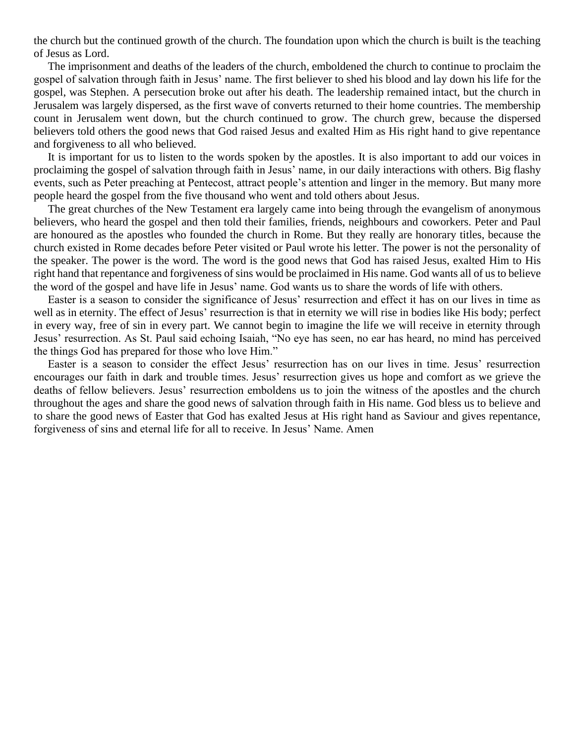the church but the continued growth of the church. The foundation upon which the church is built is the teaching of Jesus as Lord.

The imprisonment and deaths of the leaders of the church, emboldened the church to continue to proclaim the gospel of salvation through faith in Jesus' name. The first believer to shed his blood and lay down his life for the gospel, was Stephen. A persecution broke out after his death. The leadership remained intact, but the church in Jerusalem was largely dispersed, as the first wave of converts returned to their home countries. The membership count in Jerusalem went down, but the church continued to grow. The church grew, because the dispersed believers told others the good news that God raised Jesus and exalted Him as His right hand to give repentance and forgiveness to all who believed.

It is important for us to listen to the words spoken by the apostles. It is also important to add our voices in proclaiming the gospel of salvation through faith in Jesus' name, in our daily interactions with others. Big flashy events, such as Peter preaching at Pentecost, attract people's attention and linger in the memory. But many more people heard the gospel from the five thousand who went and told others about Jesus.

The great churches of the New Testament era largely came into being through the evangelism of anonymous believers, who heard the gospel and then told their families, friends, neighbours and coworkers. Peter and Paul are honoured as the apostles who founded the church in Rome. But they really are honorary titles, because the church existed in Rome decades before Peter visited or Paul wrote his letter. The power is not the personality of the speaker. The power is the word. The word is the good news that God has raised Jesus, exalted Him to His right hand that repentance and forgiveness of sins would be proclaimed in His name. God wants all of us to believe the word of the gospel and have life in Jesus' name. God wants us to share the words of life with others.

Easter is a season to consider the significance of Jesus' resurrection and effect it has on our lives in time as well as in eternity. The effect of Jesus' resurrection is that in eternity we will rise in bodies like His body; perfect in every way, free of sin in every part. We cannot begin to imagine the life we will receive in eternity through Jesus' resurrection. As St. Paul said echoing Isaiah, "No eye has seen, no ear has heard, no mind has perceived the things God has prepared for those who love Him."

Easter is a season to consider the effect Jesus' resurrection has on our lives in time. Jesus' resurrection encourages our faith in dark and trouble times. Jesus' resurrection gives us hope and comfort as we grieve the deaths of fellow believers. Jesus' resurrection emboldens us to join the witness of the apostles and the church throughout the ages and share the good news of salvation through faith in His name. God bless us to believe and to share the good news of Easter that God has exalted Jesus at His right hand as Saviour and gives repentance, forgiveness of sins and eternal life for all to receive. In Jesus' Name. Amen